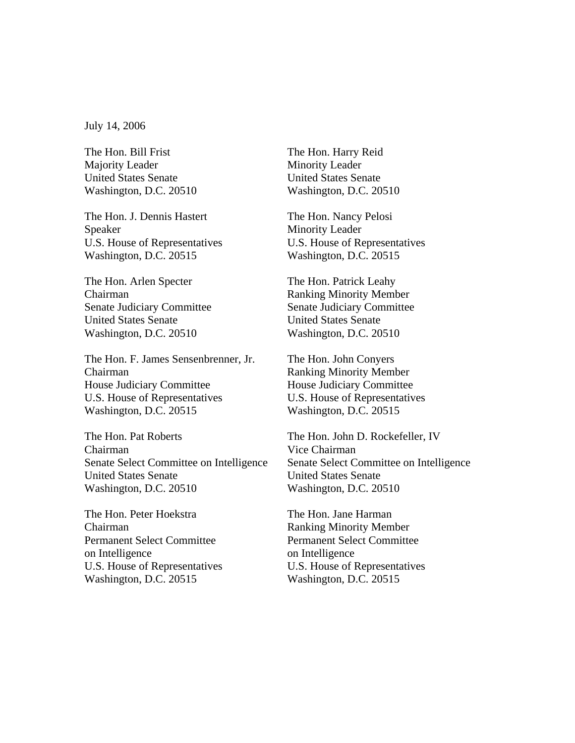July 14, 2006

The Hon. Bill Frist
Majority Leader
United States Senate
Washington, D.C. 20510

The Hon. Harry Reid
Minority Leader
United States Senate
Washington, D.C. 20510

The Hon. J. Dennis Hastert
Speaker
U.S. House of Representatives
Washington, D.C. 20515

The Hon. Nancy Pelosi
Minority Leader
U.S. House of Representatives
Washington, D.C. 20515

The Hon. Arlen Specter
Chairman
Senate Judiciary Committee
United States Senate
Washington, D.C. 20510

The Hon. Patrick Leahy
Ranking Minority Member
Senate Judiciary Committee
United States Senate
Washington, D.C. 20510

The Hon. F. James Sensenbrenner, Jr.
Chairman
House Judiciary Committee
U.S. House of Representatives
Washington, D.C. 20515

The Hon. John Conyers
Ranking Minority Member
House Judiciary Committee
U.S. House of Representatives
Washington, D.C. 20515

The Hon. Pat Roberts
Chairman
Senate Select Committee on Intelligence
United States Senate
Washington, D.C. 20510

The Hon. John D. Rockefeller, IV
Vice Chairman
Senate Select Committee on Intelligence
United States Senate
Washington, D.C. 20510

The Hon. Peter Hoekstra
Chairman
Permanent Select Committee
on Intelligence
U.S. House of Representatives
Washington, D.C. 20515

The Hon. Jane Harman
Ranking Minority Member
Permanent Select Committee
on Intelligence
U.S. House of Representatives
Washington, D.C. 20515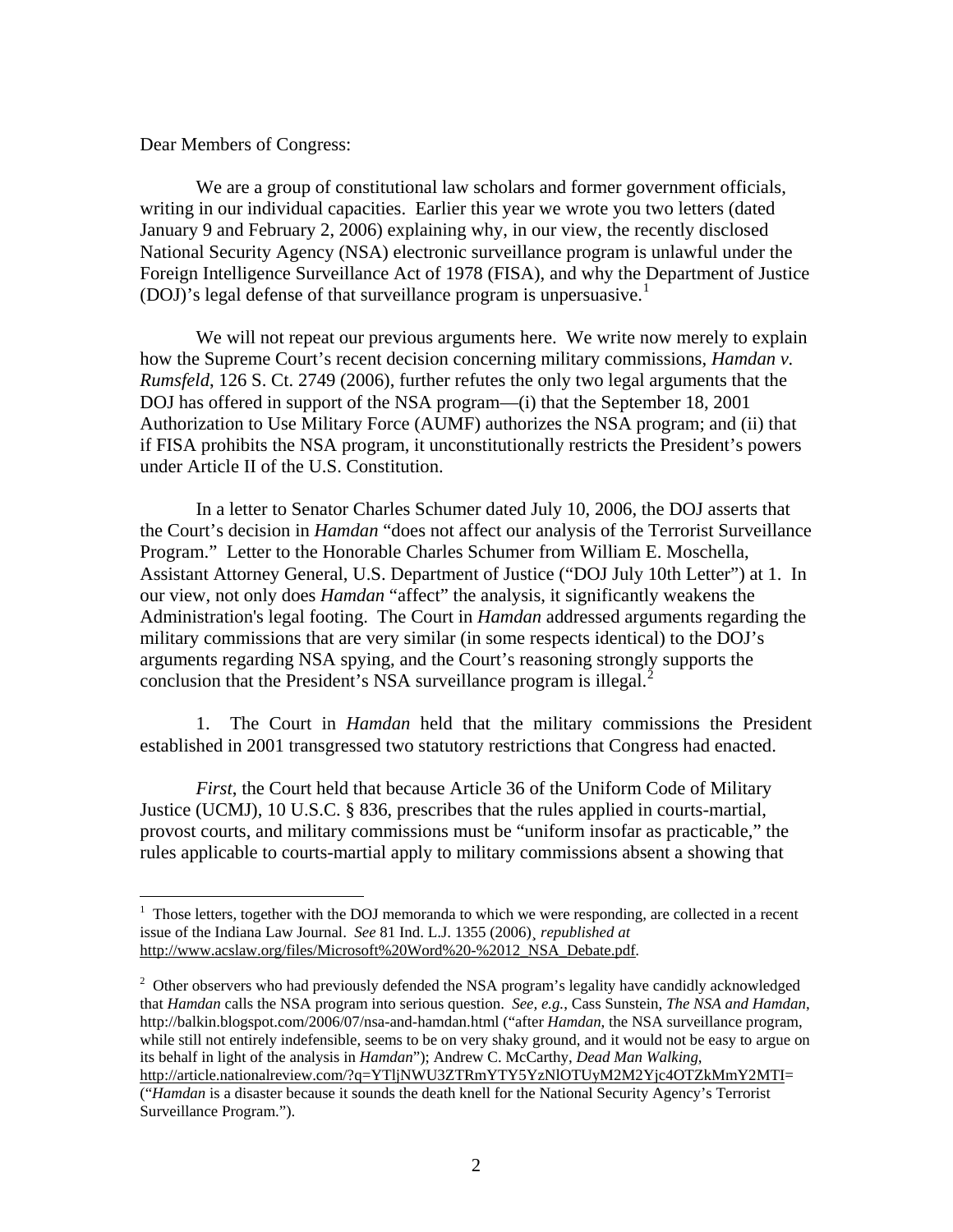Dear Members of Congress:

We are a group of constitutional law scholars and former government officials, writing in our individual capacities. Earlier this year we wrote you two letters (dated January 9 and February 2, 2006) explaining why, in our view, the recently disclosed National Security Agency (NSA) electronic surveillance program is unlawful under the Foreign Intelligence Surveillance Act of 1978 (FISA), and why the Department of Justice (DOJ)'s legal defense of that surveillance program is unpersuasive.[1]

We will not repeat our previous arguments here. We write now merely to explain how the Supreme Court's recent decision concerning military commissions, *Hamdan v. Rumsfeld*, 126 S. Ct. 2749 (2006), further refutes the only two legal arguments that the DOJ has offered in support of the NSA program—(i) that the September 18, 2001 Authorization to Use Military Force (AUMF) authorizes the NSA program; and (ii) that if FISA prohibits the NSA program, it unconstitutionally restricts the President's powers under Article II of the U.S. Constitution.

In a letter to Senator Charles Schumer dated July 10, 2006, the DOJ asserts that the Court's decision in *Hamdan* "does not affect our analysis of the Terrorist Surveillance Program." Letter to the Honorable Charles Schumer from William E. Moschella, Assistant Attorney General, U.S. Department of Justice ("DOJ July 10th Letter") at 1. In our view, not only does *Hamdan* "affect" the analysis, it significantly weakens the Administration's legal footing. The Court in *Hamdan* addressed arguments regarding the military commissions that are very similar (in some respects identical) to the DOJ's arguments regarding NSA spying, and the Court's reasoning strongly supports the conclusion that the President's NSA surveillance program is illegal.[2]

1. The Court in *Hamdan* held that the military commissions the President established in 2001 transgressed two statutory restrictions that Congress had enacted.

*First*, the Court held that because Article 36 of the Uniform Code of Military Justice (UCMJ), 10 U.S.C. § 836, prescribes that the rules applied in courts-martial, provost courts, and military commissions must be "uniform insofar as practicable," the rules applicable to courts-martial apply to military commissions absent a showing that

---

[1] Those letters, together with the DOJ memoranda to which we were responding, are collected in a recent issue of the Indiana Law Journal. *See* 81 Ind. L.J. 1355 (2006)¸ *republished at* http://www.acslaw.org/files/Microsoft%20Word%20-%2012_NSA_Debate.pdf.

[2] Other observers who had previously defended the NSA program's legality have candidly acknowledged that *Hamdan* calls the NSA program into serious question. *See, e.g.*, Cass Sunstein, *The NSA and Hamdan*, http://balkin.blogspot.com/2006/07/nsa-and-hamdan.html ("after *Hamdan*, the NSA surveillance program, while still not entirely indefensible, seems to be on very shaky ground, and it would not be easy to argue on its behalf in light of the analysis in *Hamdan*"); Andrew C. McCarthy, *Dead Man Walking*, http://article.nationalreview.com/?q=YTljNWU3ZTRmYTY5YzNlOTUyM2M2Yjc4OTZkMmY2MTI= ("*Hamdan* is a disaster because it sounds the death knell for the National Security Agency's Terrorist Surveillance Program.").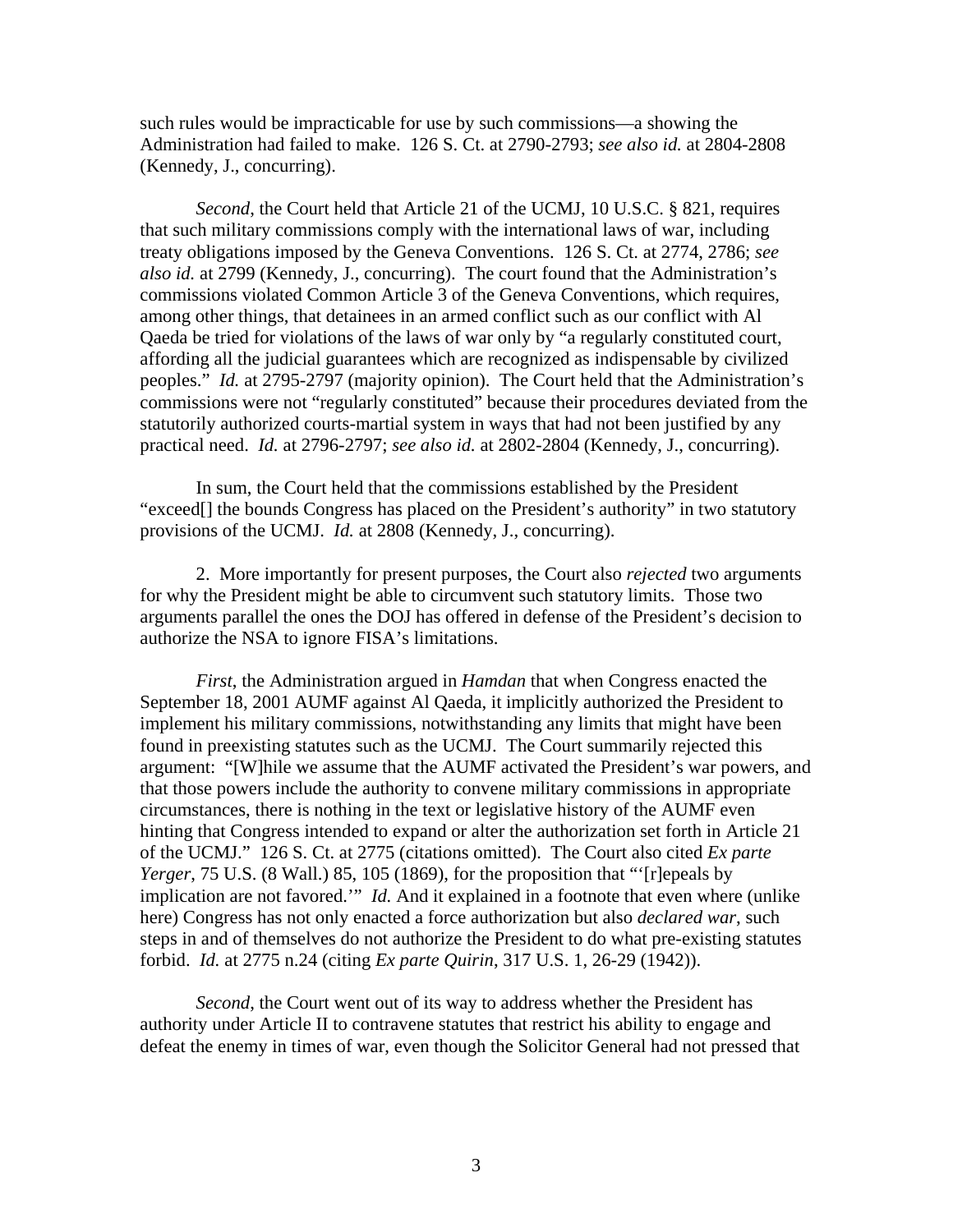such rules would be impracticable for use by such commissions—a showing the Administration had failed to make. 126 S. Ct. at 2790-2793; *see also id.* at 2804-2808 (Kennedy, J., concurring).

*Second*, the Court held that Article 21 of the UCMJ, 10 U.S.C. § 821, requires that such military commissions comply with the international laws of war, including treaty obligations imposed by the Geneva Conventions. 126 S. Ct. at 2774, 2786; *see also id.* at 2799 (Kennedy, J., concurring). The court found that the Administration's commissions violated Common Article 3 of the Geneva Conventions, which requires, among other things, that detainees in an armed conflict such as our conflict with Al Qaeda be tried for violations of the laws of war only by "a regularly constituted court, affording all the judicial guarantees which are recognized as indispensable by civilized peoples." *Id.* at 2795-2797 (majority opinion). The Court held that the Administration's commissions were not "regularly constituted" because their procedures deviated from the statutorily authorized courts-martial system in ways that had not been justified by any practical need. *Id.* at 2796-2797; *see also id.* at 2802-2804 (Kennedy, J., concurring).

In sum, the Court held that the commissions established by the President "exceed[] the bounds Congress has placed on the President's authority" in two statutory provisions of the UCMJ. *Id.* at 2808 (Kennedy, J., concurring).

2. More importantly for present purposes, the Court also *rejected* two arguments for why the President might be able to circumvent such statutory limits. Those two arguments parallel the ones the DOJ has offered in defense of the President's decision to authorize the NSA to ignore FISA's limitations.

*First*, the Administration argued in *Hamdan* that when Congress enacted the September 18, 2001 AUMF against Al Qaeda, it implicitly authorized the President to implement his military commissions, notwithstanding any limits that might have been found in preexisting statutes such as the UCMJ. The Court summarily rejected this argument: "[W]hile we assume that the AUMF activated the President's war powers, and that those powers include the authority to convene military commissions in appropriate circumstances, there is nothing in the text or legislative history of the AUMF even hinting that Congress intended to expand or alter the authorization set forth in Article 21 of the UCMJ." 126 S. Ct. at 2775 (citations omitted). The Court also cited *Ex parte Yerger*, 75 U.S. (8 Wall.) 85, 105 (1869), for the proposition that "'[r]epeals by implication are not favored.'" *Id.* And it explained in a footnote that even where (unlike here) Congress has not only enacted a force authorization but also *declared war*, such steps in and of themselves do not authorize the President to do what pre-existing statutes forbid. *Id.* at 2775 n.24 (citing *Ex parte Quirin*, 317 U.S. 1, 26-29 (1942)).

*Second*, the Court went out of its way to address whether the President has authority under Article II to contravene statutes that restrict his ability to engage and defeat the enemy in times of war, even though the Solicitor General had not pressed that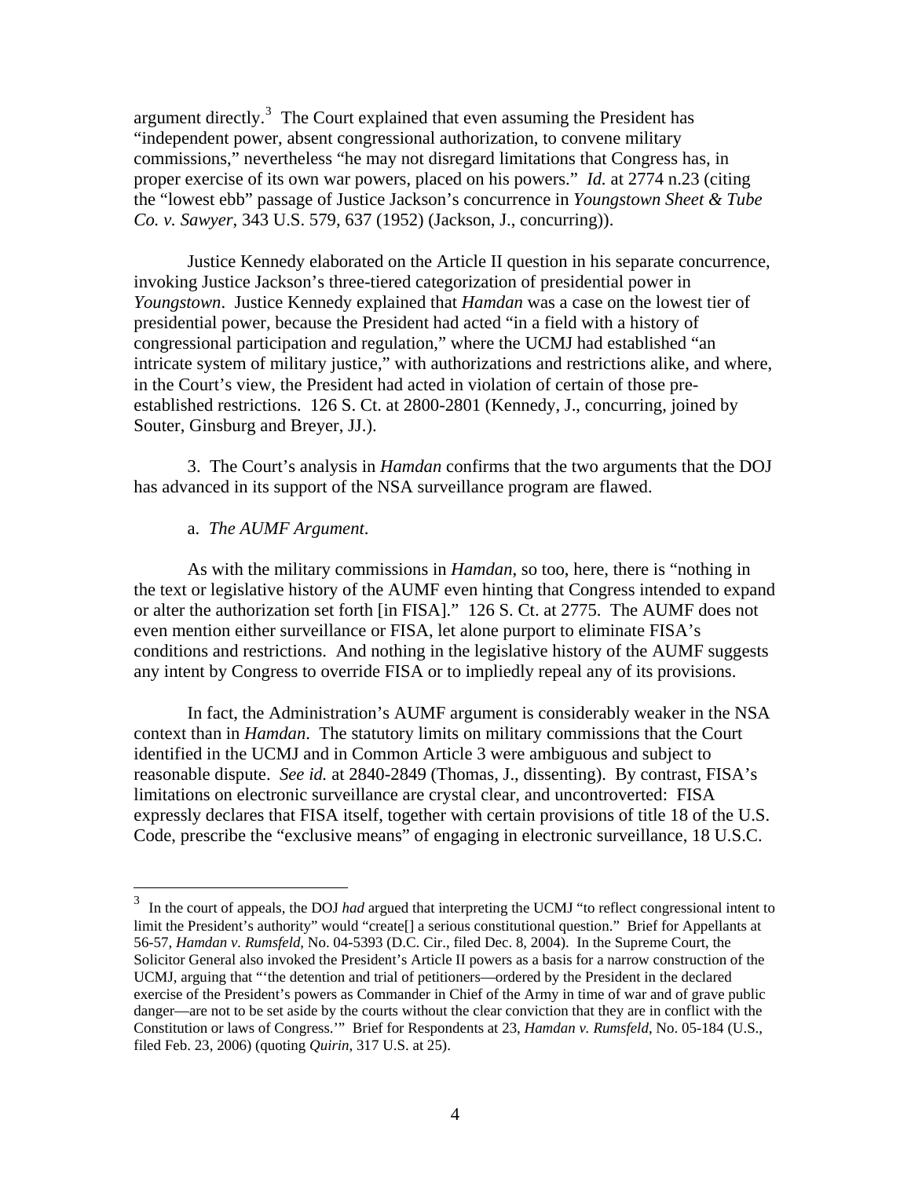argument directly.[3] The Court explained that even assuming the President has "independent power, absent congressional authorization, to convene military commissions," nevertheless "he may not disregard limitations that Congress has, in proper exercise of its own war powers, placed on his powers." *Id.* at 2774 n.23 (citing the "lowest ebb" passage of Justice Jackson's concurrence in *Youngstown Sheet & Tube Co. v. Sawyer*, 343 U.S. 579, 637 (1952) (Jackson, J., concurring)).

Justice Kennedy elaborated on the Article II question in his separate concurrence, invoking Justice Jackson's three-tiered categorization of presidential power in *Youngstown*. Justice Kennedy explained that *Hamdan* was a case on the lowest tier of presidential power, because the President had acted "in a field with a history of congressional participation and regulation," where the UCMJ had established "an intricate system of military justice," with authorizations and restrictions alike, and where, in the Court's view, the President had acted in violation of certain of those pre-established restrictions. 126 S. Ct. at 2800-2801 (Kennedy, J., concurring, joined by Souter, Ginsburg and Breyer, JJ.).

3. The Court's analysis in *Hamdan* confirms that the two arguments that the DOJ has advanced in its support of the NSA surveillance program are flawed.

a. *The AUMF Argument*.

As with the military commissions in *Hamdan*, so too, here, there is "nothing in the text or legislative history of the AUMF even hinting that Congress intended to expand or alter the authorization set forth [in FISA]." 126 S. Ct. at 2775. The AUMF does not even mention either surveillance or FISA, let alone purport to eliminate FISA's conditions and restrictions. And nothing in the legislative history of the AUMF suggests any intent by Congress to override FISA or to impliedly repeal any of its provisions.

In fact, the Administration's AUMF argument is considerably weaker in the NSA context than in *Hamdan*. The statutory limits on military commissions that the Court identified in the UCMJ and in Common Article 3 were ambiguous and subject to reasonable dispute. *See id.* at 2840-2849 (Thomas, J., dissenting). By contrast, FISA's limitations on electronic surveillance are crystal clear, and uncontroverted: FISA expressly declares that FISA itself, together with certain provisions of title 18 of the U.S. Code, prescribe the "exclusive means" of engaging in electronic surveillance, 18 U.S.C.

---

[3] In the court of appeals, the DOJ *had* argued that interpreting the UCMJ "to reflect congressional intent to limit the President's authority" would "create[] a serious constitutional question." Brief for Appellants at 56-57, *Hamdan v. Rumsfeld*, No. 04-5393 (D.C. Cir., filed Dec. 8, 2004). In the Supreme Court, the Solicitor General also invoked the President's Article II powers as a basis for a narrow construction of the UCMJ, arguing that "'the detention and trial of petitioners—ordered by the President in the declared exercise of the President's powers as Commander in Chief of the Army in time of war and of grave public danger—are not to be set aside by the courts without the clear conviction that they are in conflict with the Constitution or laws of Congress.'" Brief for Respondents at 23, *Hamdan v. Rumsfeld*, No. 05-184 (U.S., filed Feb. 23, 2006) (quoting *Quirin*, 317 U.S. at 25).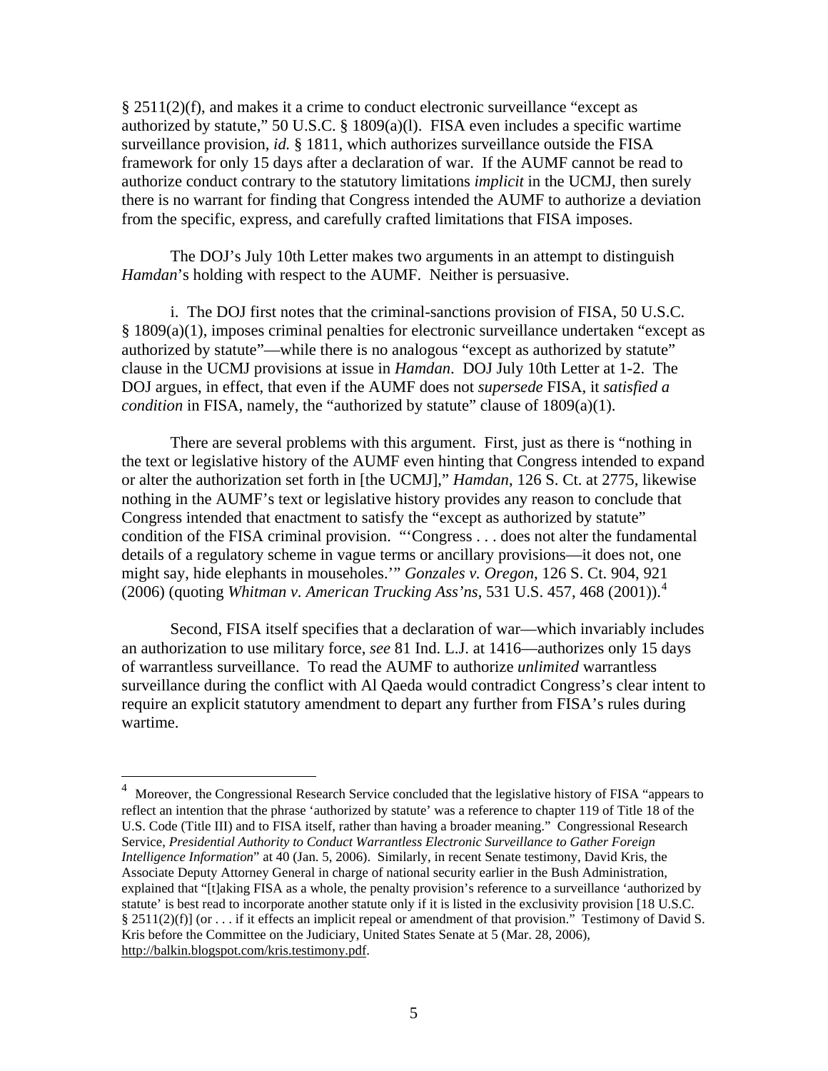§ 2511(2)(f), and makes it a crime to conduct electronic surveillance "except as authorized by statute," 50 U.S.C. § 1809(a)(l). FISA even includes a specific wartime surveillance provision, *id.* § 1811, which authorizes surveillance outside the FISA framework for only 15 days after a declaration of war. If the AUMF cannot be read to authorize conduct contrary to the statutory limitations *implicit* in the UCMJ, then surely there is no warrant for finding that Congress intended the AUMF to authorize a deviation from the specific, express, and carefully crafted limitations that FISA imposes.

The DOJ's July 10th Letter makes two arguments in an attempt to distinguish *Hamdan*'s holding with respect to the AUMF. Neither is persuasive.

i. The DOJ first notes that the criminal-sanctions provision of FISA, 50 U.S.C. § 1809(a)(1), imposes criminal penalties for electronic surveillance undertaken "except as authorized by statute"—while there is no analogous "except as authorized by statute" clause in the UCMJ provisions at issue in *Hamdan*. DOJ July 10th Letter at 1-2. The DOJ argues, in effect, that even if the AUMF does not *supersede* FISA, it *satisfied a condition* in FISA, namely, the "authorized by statute" clause of 1809(a)(1).

There are several problems with this argument. First, just as there is "nothing in the text or legislative history of the AUMF even hinting that Congress intended to expand or alter the authorization set forth in [the UCMJ]," *Hamdan*, 126 S. Ct. at 2775, likewise nothing in the AUMF's text or legislative history provides any reason to conclude that Congress intended that enactment to satisfy the "except as authorized by statute" condition of the FISA criminal provision. "'Congress . . . does not alter the fundamental details of a regulatory scheme in vague terms or ancillary provisions—it does not, one might say, hide elephants in mouseholes.'" *Gonzales v. Oregon*, 126 S. Ct. 904, 921 (2006) (quoting *Whitman v. American Trucking Ass'ns*, 531 U.S. 457, 468 (2001)).[4]

Second, FISA itself specifies that a declaration of war—which invariably includes an authorization to use military force, *see* 81 Ind. L.J. at 1416—authorizes only 15 days of warrantless surveillance. To read the AUMF to authorize *unlimited* warrantless surveillance during the conflict with Al Qaeda would contradict Congress's clear intent to require an explicit statutory amendment to depart any further from FISA's rules during wartime.

---

[4] Moreover, the Congressional Research Service concluded that the legislative history of FISA "appears to reflect an intention that the phrase 'authorized by statute' was a reference to chapter 119 of Title 18 of the U.S. Code (Title III) and to FISA itself, rather than having a broader meaning." Congressional Research Service, *Presidential Authority to Conduct Warrantless Electronic Surveillance to Gather Foreign Intelligence Information*" at 40 (Jan. 5, 2006). Similarly, in recent Senate testimony, David Kris, the Associate Deputy Attorney General in charge of national security earlier in the Bush Administration, explained that "[t]aking FISA as a whole, the penalty provision's reference to a surveillance 'authorized by statute' is best read to incorporate another statute only if it is listed in the exclusivity provision [18 U.S.C. § 2511(2)(f)] (or . . . if it effects an implicit repeal or amendment of that provision." Testimony of David S. Kris before the Committee on the Judiciary, United States Senate at 5 (Mar. 28, 2006), http://balkin.blogspot.com/kris.testimony.pdf.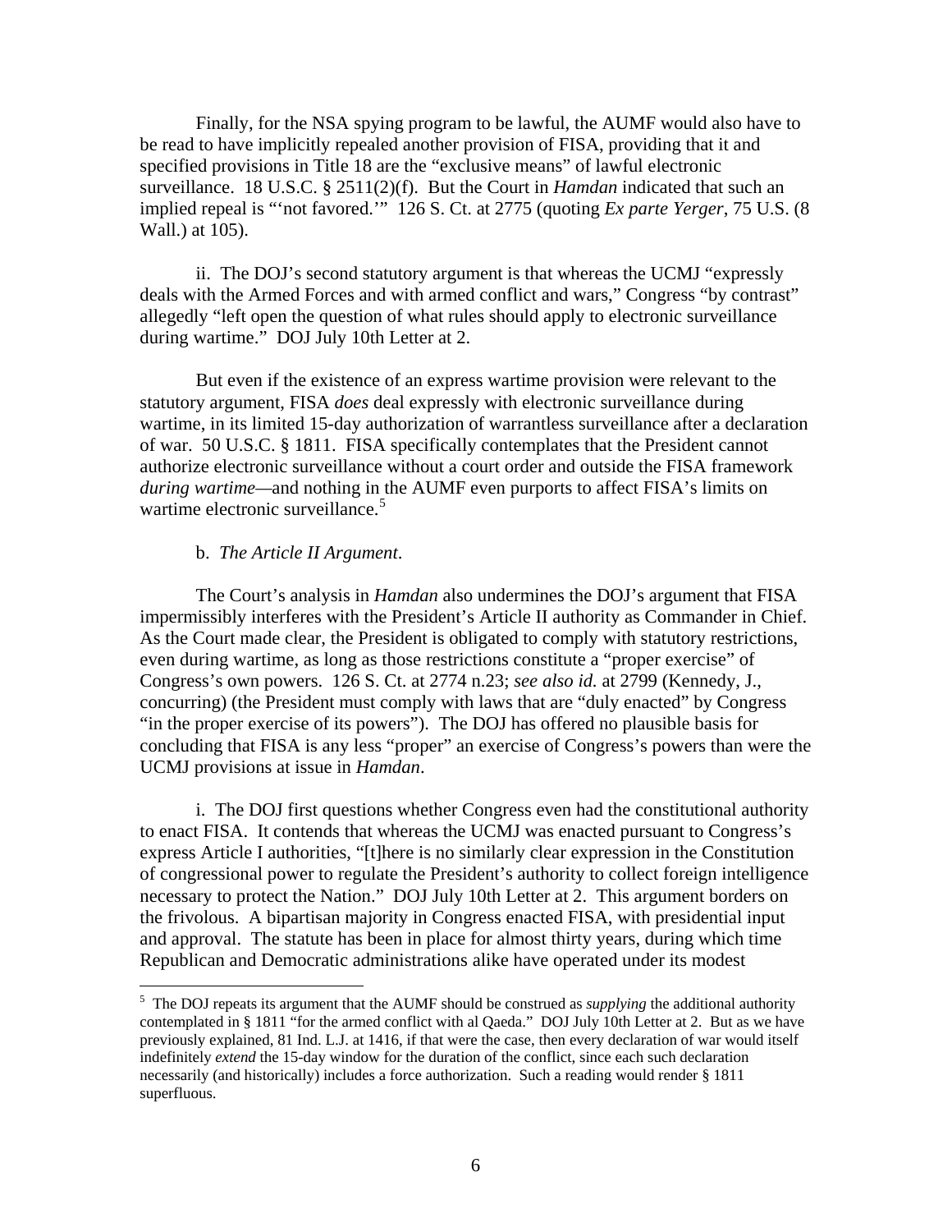Finally, for the NSA spying program to be lawful, the AUMF would also have to be read to have implicitly repealed another provision of FISA, providing that it and specified provisions in Title 18 are the "exclusive means" of lawful electronic surveillance. 18 U.S.C. § 2511(2)(f). But the Court in *Hamdan* indicated that such an implied repeal is "'not favored.'" 126 S. Ct. at 2775 (quoting *Ex parte Yerger*, 75 U.S. (8 Wall.) at 105).

ii. The DOJ's second statutory argument is that whereas the UCMJ "expressly deals with the Armed Forces and with armed conflict and wars," Congress "by contrast" allegedly "left open the question of what rules should apply to electronic surveillance during wartime." DOJ July 10th Letter at 2.

But even if the existence of an express wartime provision were relevant to the statutory argument, FISA *does* deal expressly with electronic surveillance during wartime, in its limited 15-day authorization of warrantless surveillance after a declaration of war. 50 U.S.C. § 1811. FISA specifically contemplates that the President cannot authorize electronic surveillance without a court order and outside the FISA framework *during wartime*—and nothing in the AUMF even purports to affect FISA's limits on wartime electronic surveillance.[5]

b. *The Article II Argument*.

The Court's analysis in *Hamdan* also undermines the DOJ's argument that FISA impermissibly interferes with the President's Article II authority as Commander in Chief. As the Court made clear, the President is obligated to comply with statutory restrictions, even during wartime, as long as those restrictions constitute a "proper exercise" of Congress's own powers. 126 S. Ct. at 2774 n.23; *see also id.* at 2799 (Kennedy, J., concurring) (the President must comply with laws that are "duly enacted" by Congress "in the proper exercise of its powers"). The DOJ has offered no plausible basis for concluding that FISA is any less "proper" an exercise of Congress's powers than were the UCMJ provisions at issue in *Hamdan*.

i. The DOJ first questions whether Congress even had the constitutional authority to enact FISA. It contends that whereas the UCMJ was enacted pursuant to Congress's express Article I authorities, "[t]here is no similarly clear expression in the Constitution of congressional power to regulate the President's authority to collect foreign intelligence necessary to protect the Nation." DOJ July 10th Letter at 2. This argument borders on the frivolous. A bipartisan majority in Congress enacted FISA, with presidential input and approval. The statute has been in place for almost thirty years, during which time Republican and Democratic administrations alike have operated under its modest

[5] The DOJ repeats its argument that the AUMF should be construed as *supplying* the additional authority contemplated in § 1811 "for the armed conflict with al Qaeda." DOJ July 10th Letter at 2. But as we have previously explained, 81 Ind. L.J. at 1416, if that were the case, then every declaration of war would itself indefinitely *extend* the 15-day window for the duration of the conflict, since each such declaration necessarily (and historically) includes a force authorization. Such a reading would render § 1811 superfluous.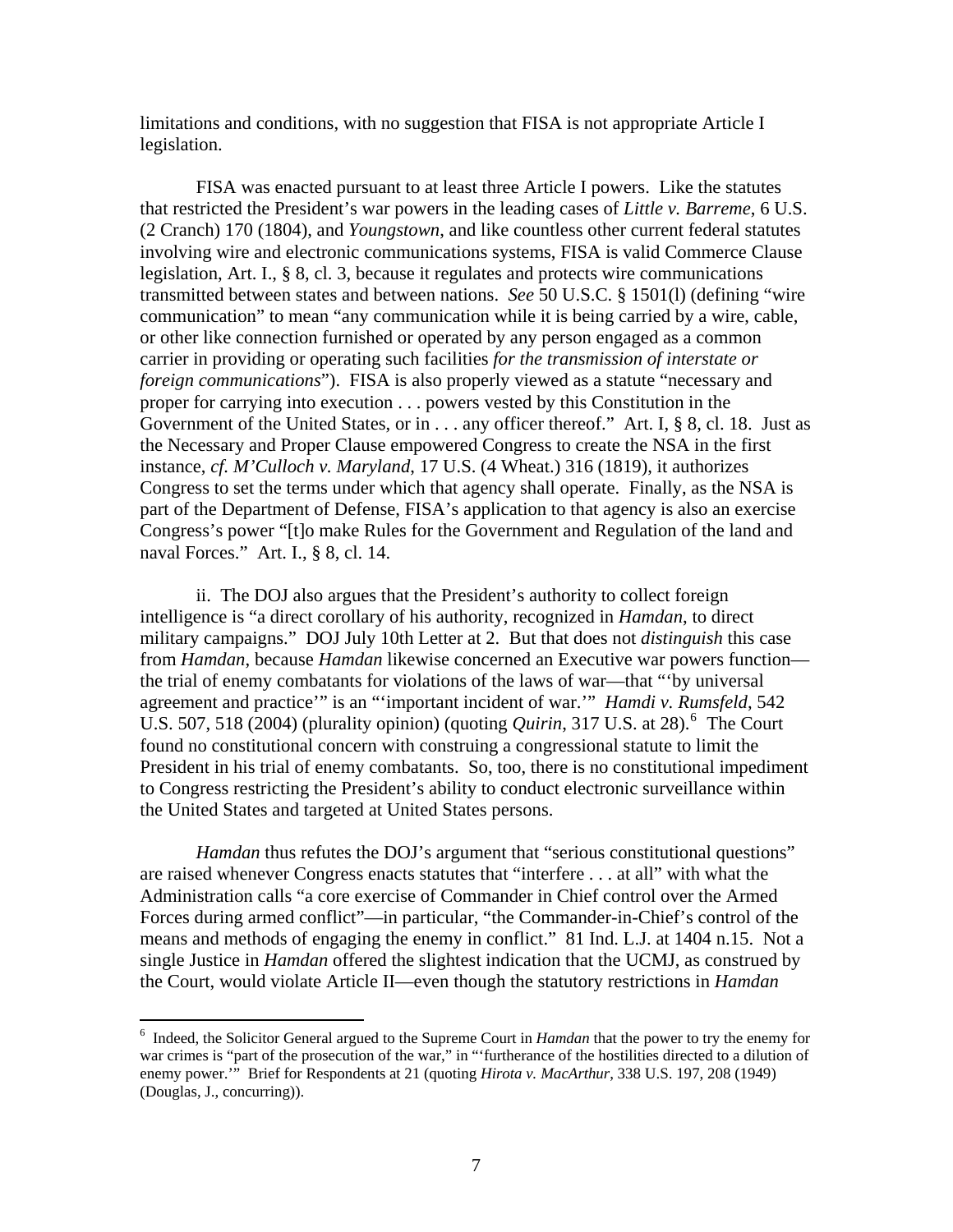limitations and conditions, with no suggestion that FISA is not appropriate Article I legislation.

FISA was enacted pursuant to at least three Article I powers. Like the statutes that restricted the President's war powers in the leading cases of *Little v. Barreme*, 6 U.S. (2 Cranch) 170 (1804), and *Youngstown*, and like countless other current federal statutes involving wire and electronic communications systems, FISA is valid Commerce Clause legislation, Art. I., § 8, cl. 3, because it regulates and protects wire communications transmitted between states and between nations. *See* 50 U.S.C. § 1501(l) (defining "wire communication" to mean "any communication while it is being carried by a wire, cable, or other like connection furnished or operated by any person engaged as a common carrier in providing or operating such facilities *for the transmission of interstate or foreign communications*"). FISA is also properly viewed as a statute "necessary and proper for carrying into execution . . . powers vested by this Constitution in the Government of the United States, or in . . . any officer thereof." Art. I, § 8, cl. 18. Just as the Necessary and Proper Clause empowered Congress to create the NSA in the first instance, *cf. M'Culloch v. Maryland*, 17 U.S. (4 Wheat.) 316 (1819), it authorizes Congress to set the terms under which that agency shall operate. Finally, as the NSA is part of the Department of Defense, FISA's application to that agency is also an exercise Congress's power "[t]o make Rules for the Government and Regulation of the land and naval Forces." Art. I., § 8, cl. 14.

ii. The DOJ also argues that the President's authority to collect foreign intelligence is "a direct corollary of his authority, recognized in *Hamdan*, to direct military campaigns." DOJ July 10th Letter at 2. But that does not *distinguish* this case from *Hamdan*, because *Hamdan* likewise concerned an Executive war powers function—the trial of enemy combatants for violations of the laws of war—that "'by universal agreement and practice'" is an "'important incident of war.'" *Hamdi v. Rumsfeld*, 542 U.S. 507, 518 (2004) (plurality opinion) (quoting *Quirin*, 317 U.S. at 28).[6] The Court found no constitutional concern with construing a congressional statute to limit the President in his trial of enemy combatants. So, too, there is no constitutional impediment to Congress restricting the President's ability to conduct electronic surveillance within the United States and targeted at United States persons.

*Hamdan* thus refutes the DOJ's argument that "serious constitutional questions" are raised whenever Congress enacts statutes that "interfere . . . at all" with what the Administration calls "a core exercise of Commander in Chief control over the Armed Forces during armed conflict"—in particular, "the Commander-in-Chief's control of the means and methods of engaging the enemy in conflict." 81 Ind. L.J. at 1404 n.15. Not a single Justice in *Hamdan* offered the slightest indication that the UCMJ, as construed by the Court, would violate Article II—even though the statutory restrictions in *Hamdan*

[6] Indeed, the Solicitor General argued to the Supreme Court in *Hamdan* that the power to try the enemy for war crimes is "part of the prosecution of the war," in "'furtherance of the hostilities directed to a dilution of enemy power.'" Brief for Respondents at 21 (quoting *Hirota v. MacArthur*, 338 U.S. 197, 208 (1949) (Douglas, J., concurring)).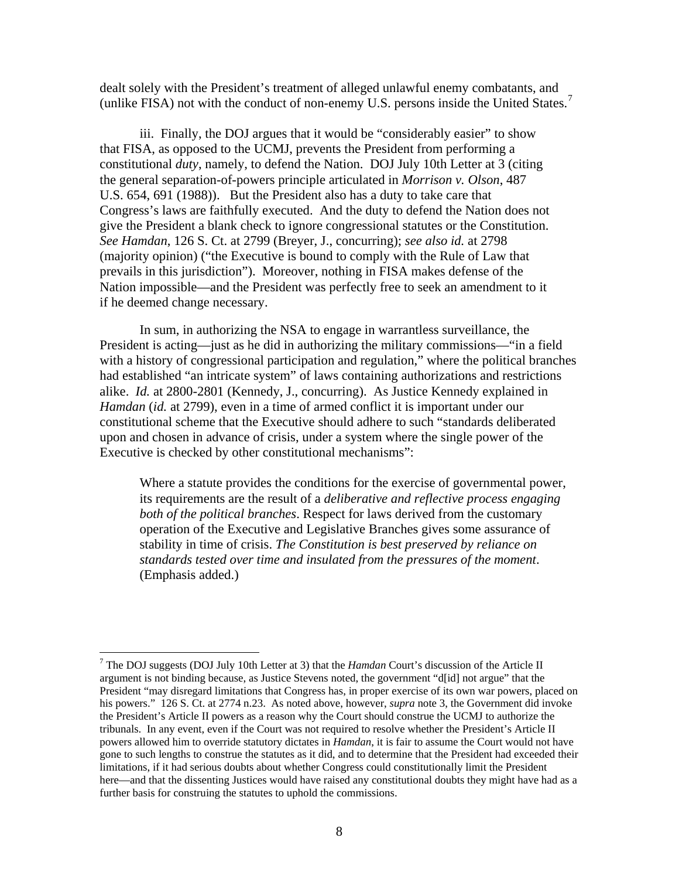dealt solely with the President's treatment of alleged unlawful enemy combatants, and (unlike FISA) not with the conduct of non-enemy U.S. persons inside the United States.[7]

iii. Finally, the DOJ argues that it would be "considerably easier" to show that FISA, as opposed to the UCMJ, prevents the President from performing a constitutional *duty*, namely, to defend the Nation. DOJ July 10th Letter at 3 (citing the general separation-of-powers principle articulated in *Morrison v. Olson*, 487 U.S. 654, 691 (1988)). But the President also has a duty to take care that Congress's laws are faithfully executed. And the duty to defend the Nation does not give the President a blank check to ignore congressional statutes or the Constitution. *See Hamdan*, 126 S. Ct. at 2799 (Breyer, J., concurring); *see also id.* at 2798 (majority opinion) ("the Executive is bound to comply with the Rule of Law that prevails in this jurisdiction"). Moreover, nothing in FISA makes defense of the Nation impossible—and the President was perfectly free to seek an amendment to it if he deemed change necessary.

In sum, in authorizing the NSA to engage in warrantless surveillance, the President is acting—just as he did in authorizing the military commissions—"in a field with a history of congressional participation and regulation," where the political branches had established "an intricate system" of laws containing authorizations and restrictions alike. *Id.* at 2800-2801 (Kennedy, J., concurring). As Justice Kennedy explained in *Hamdan* (*id.* at 2799), even in a time of armed conflict it is important under our constitutional scheme that the Executive should adhere to such "standards deliberated upon and chosen in advance of crisis, under a system where the single power of the Executive is checked by other constitutional mechanisms":

> Where a statute provides the conditions for the exercise of governmental power, its requirements are the result of a *deliberative and reflective process engaging both of the political branches*. Respect for laws derived from the customary operation of the Executive and Legislative Branches gives some assurance of stability in time of crisis. *The Constitution is best preserved by reliance on standards tested over time and insulated from the pressures of the moment*. (Emphasis added.)

---

[7] The DOJ suggests (DOJ July 10th Letter at 3) that the *Hamdan* Court's discussion of the Article II argument is not binding because, as Justice Stevens noted, the government "d[id] not argue" that the President "may disregard limitations that Congress has, in proper exercise of its own war powers, placed on his powers." 126 S. Ct. at 2774 n.23. As noted above, however, *supra* note 3, the Government did invoke the President's Article II powers as a reason why the Court should construe the UCMJ to authorize the tribunals. In any event, even if the Court was not required to resolve whether the President's Article II powers allowed him to override statutory dictates in *Hamdan*, it is fair to assume the Court would not have gone to such lengths to construe the statutes as it did, and to determine that the President had exceeded their limitations, if it had serious doubts about whether Congress could constitutionally limit the President here—and that the dissenting Justices would have raised any constitutional doubts they might have had as a further basis for construing the statutes to uphold the commissions.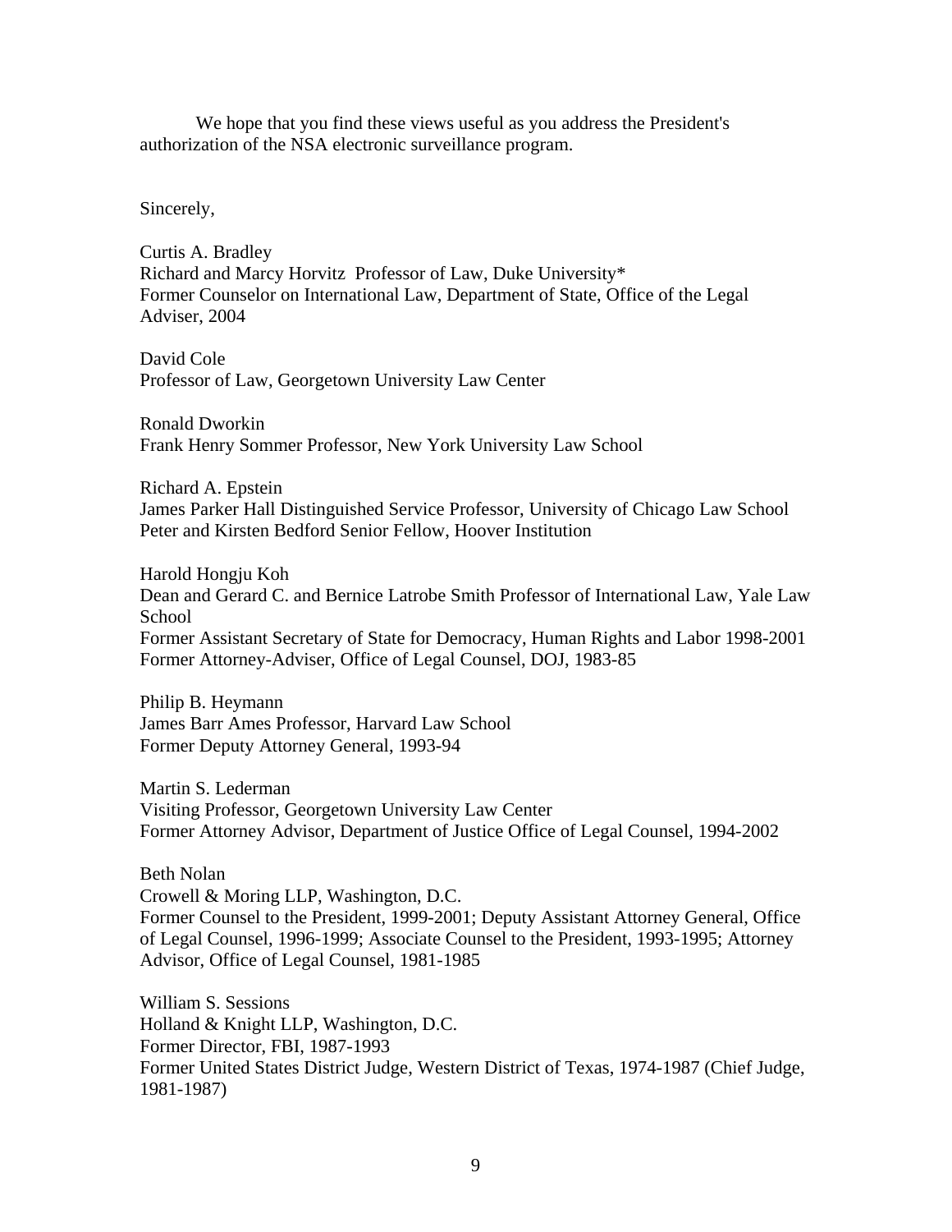We hope that you find these views useful as you address the President's authorization of the NSA electronic surveillance program.

Sincerely,

Curtis A. Bradley
Richard and Marcy Horvitz Professor of Law, Duke University*
Former Counselor on International Law, Department of State, Office of the Legal Adviser, 2004

David Cole
Professor of Law, Georgetown University Law Center

Ronald Dworkin
Frank Henry Sommer Professor, New York University Law School

Richard A. Epstein
James Parker Hall Distinguished Service Professor, University of Chicago Law School
Peter and Kirsten Bedford Senior Fellow, Hoover Institution

Harold Hongju Koh
Dean and Gerard C. and Bernice Latrobe Smith Professor of International Law, Yale Law School
Former Assistant Secretary of State for Democracy, Human Rights and Labor 1998-2001
Former Attorney-Adviser, Office of Legal Counsel, DOJ, 1983-85

Philip B. Heymann
James Barr Ames Professor, Harvard Law School
Former Deputy Attorney General, 1993-94

Martin S. Lederman
Visiting Professor, Georgetown University Law Center
Former Attorney Advisor, Department of Justice Office of Legal Counsel, 1994-2002

Beth Nolan
Crowell & Moring LLP, Washington, D.C.
Former Counsel to the President, 1999-2001; Deputy Assistant Attorney General, Office of Legal Counsel, 1996-1999; Associate Counsel to the President, 1993-1995; Attorney Advisor, Office of Legal Counsel, 1981-1985

William S. Sessions
Holland & Knight LLP, Washington, D.C.
Former Director, FBI, 1987-1993
Former United States District Judge, Western District of Texas, 1974-1987 (Chief Judge, 1981-1987)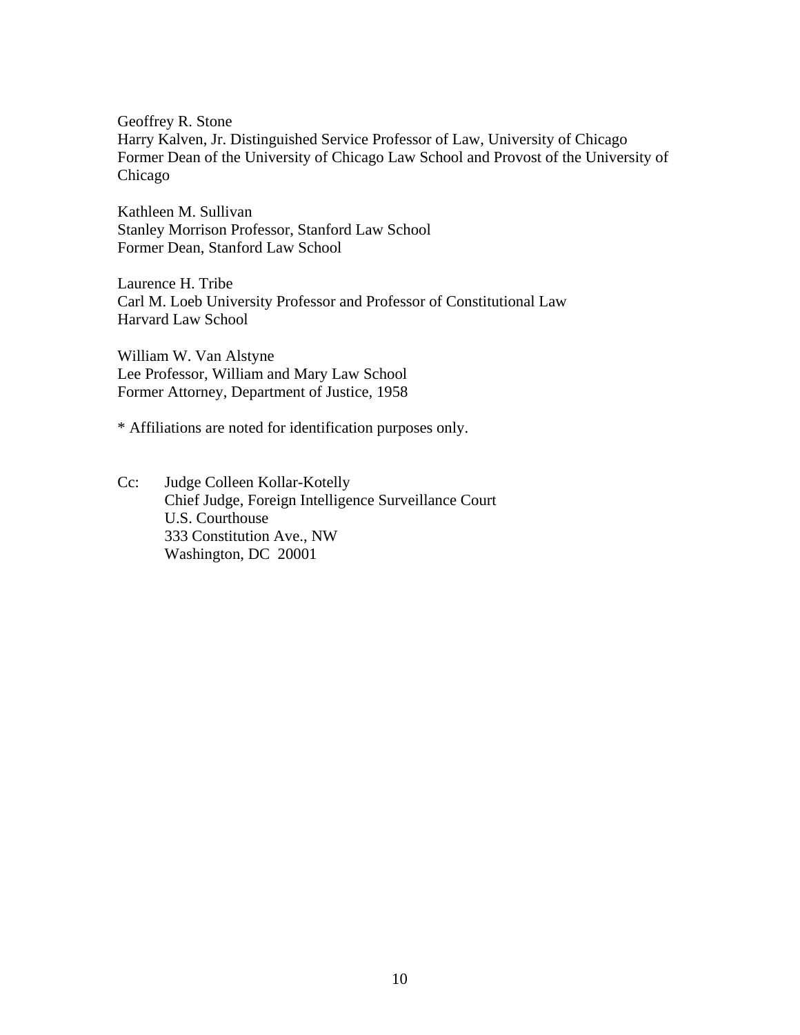Geoffrey R. Stone
Harry Kalven, Jr. Distinguished Service Professor of Law, University of Chicago
Former Dean of the University of Chicago Law School and Provost of the University of Chicago

Kathleen M. Sullivan
Stanley Morrison Professor, Stanford Law School
Former Dean, Stanford Law School

Laurence H. Tribe
Carl M. Loeb University Professor and Professor of Constitutional Law
Harvard Law School

William W. Van Alstyne
Lee Professor, William and Mary Law School
Former Attorney, Department of Justice, 1958

* Affiliations are noted for identification purposes only.

Cc: Judge Colleen Kollar-Kotelly
Chief Judge, Foreign Intelligence Surveillance Court
U.S. Courthouse
333 Constitution Ave., NW
Washington, DC 20001